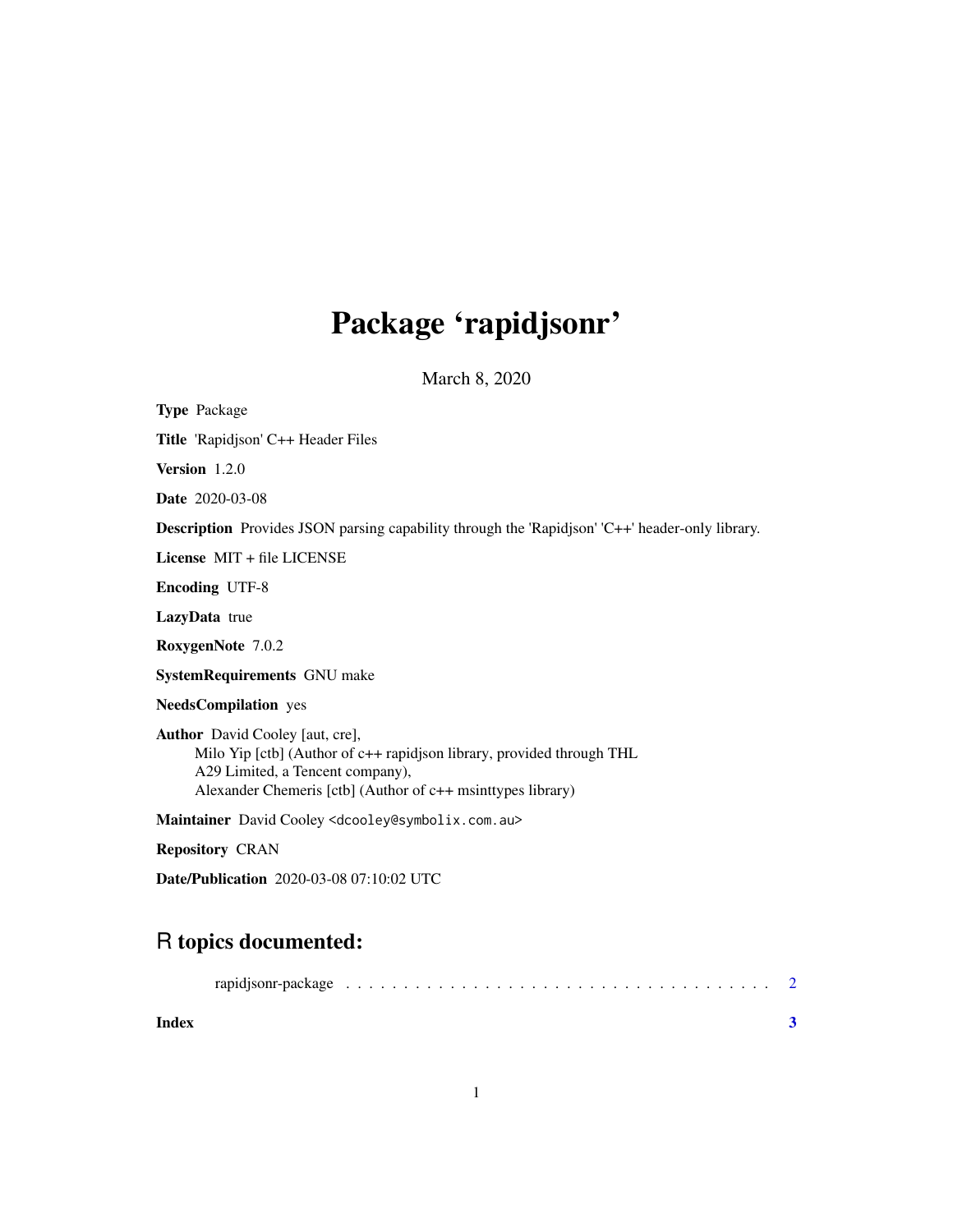# Package 'rapidjsonr'

March 8, 2020

**Type** Package

**Title** 'Rapidjson' C++ Header Files

**Version** 1.2.0

**Date** 2020-03-08

**Description** Provides JSON parsing capability through the 'Rapidjson' 'C++' header-only library.

**License** MIT + file LICENSE

**Encoding** UTF-8

**LazyData** true

**RoxygenNote** 7.0.2

**SystemRequirements** GNU make

**NeedsCompilation** yes

**Author** David Cooley [aut, cre],
Milo Yip [ctb] (Author of c++ rapidjson library, provided through THL A29 Limited, a Tencent company),
Alexander Chemeris [ctb] (Author of c++ msinttypes library)

**Maintainer** David Cooley <dcooley@symbolix.com.au>

**Repository** CRAN

**Date/Publication** 2020-03-08 07:10:02 UTC

## R topics documented:

rapidjsonr-package . . . . . . . . . . . . . . . . . . . . . . . . . . . . . . . . . . . . 2

**Index** **3**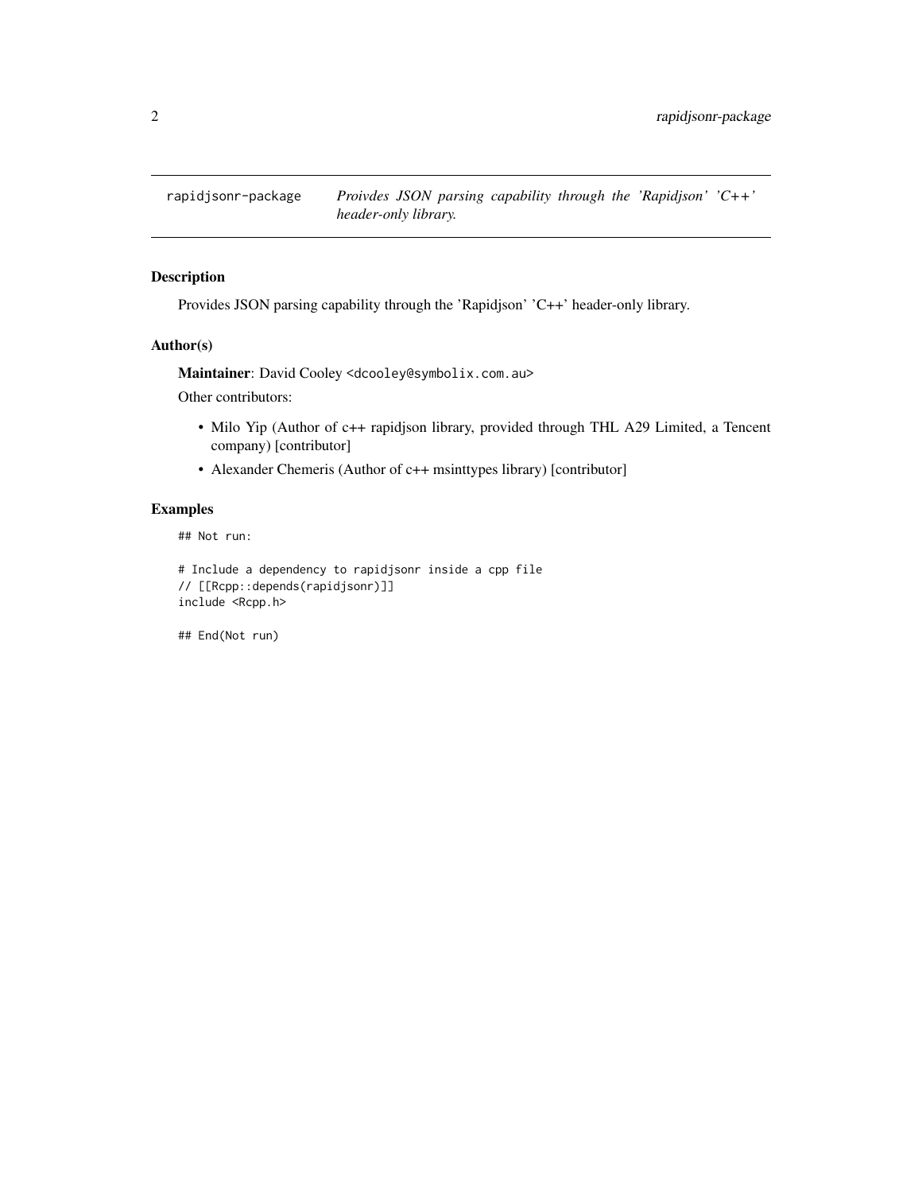| rapidjsonr-package | *Proivdes JSON parsing capability through the 'Rapidjson' 'C++' header-only library.* |
|---|---|

## Description

Provides JSON parsing capability through the 'Rapidjson' 'C++' header-only library.

## Author(s)

**Maintainer**: David Cooley <dcooley@symbolix.com.au>

Other contributors:

- Milo Yip (Author of c++ rapidjson library, provided through THL A29 Limited, a Tencent company) [contributor]
- Alexander Chemeris (Author of c++ msinttypes library) [contributor]

## Examples

```
## Not run:

# Include a dependency to rapidjsonr inside a cpp file
// [[Rcpp::depends(rapidjsonr)]]
include <Rcpp.h>

## End(Not run)
```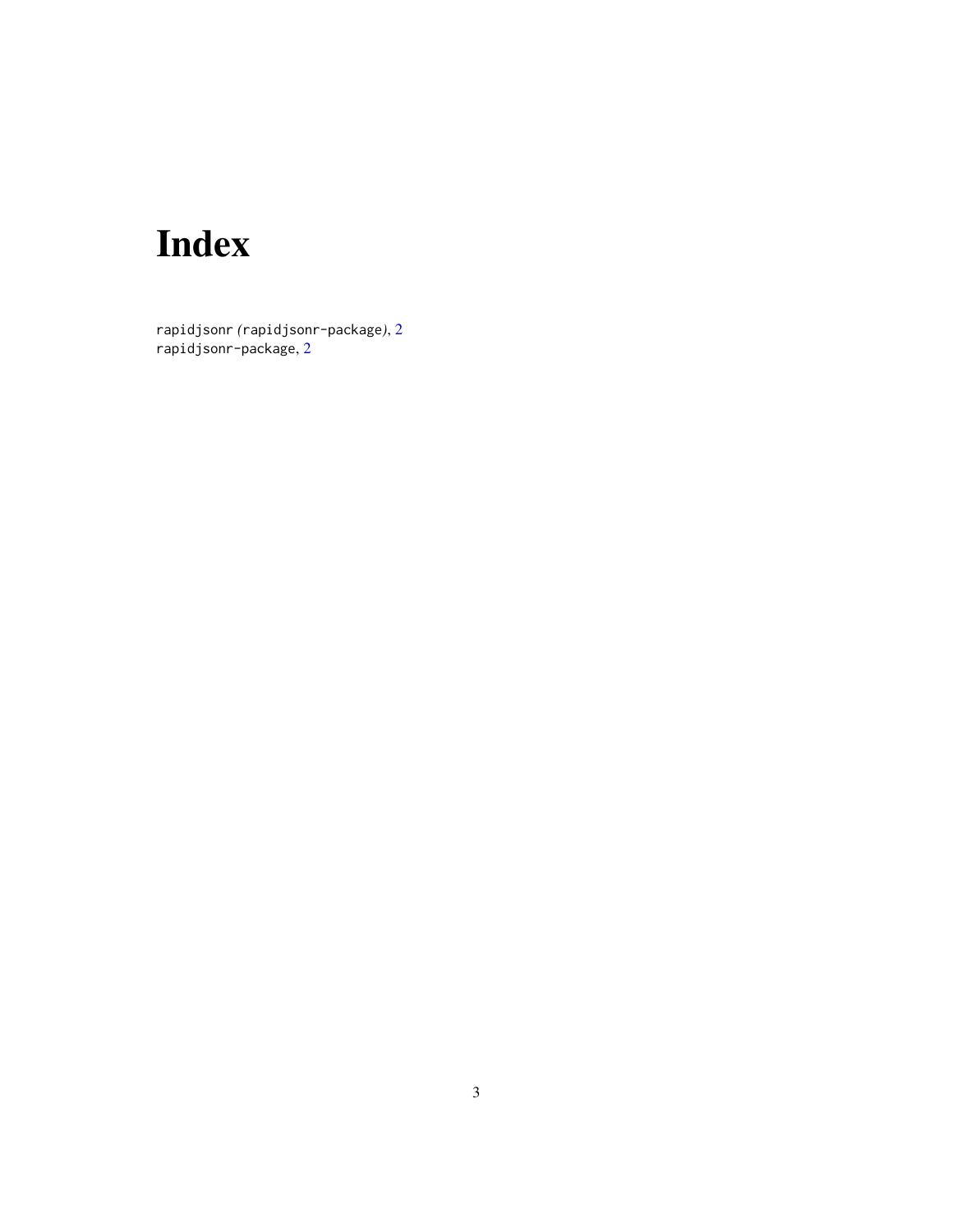# Index

rapidjsonr (rapidjsonr-package), 2
rapidjsonr-package, 2